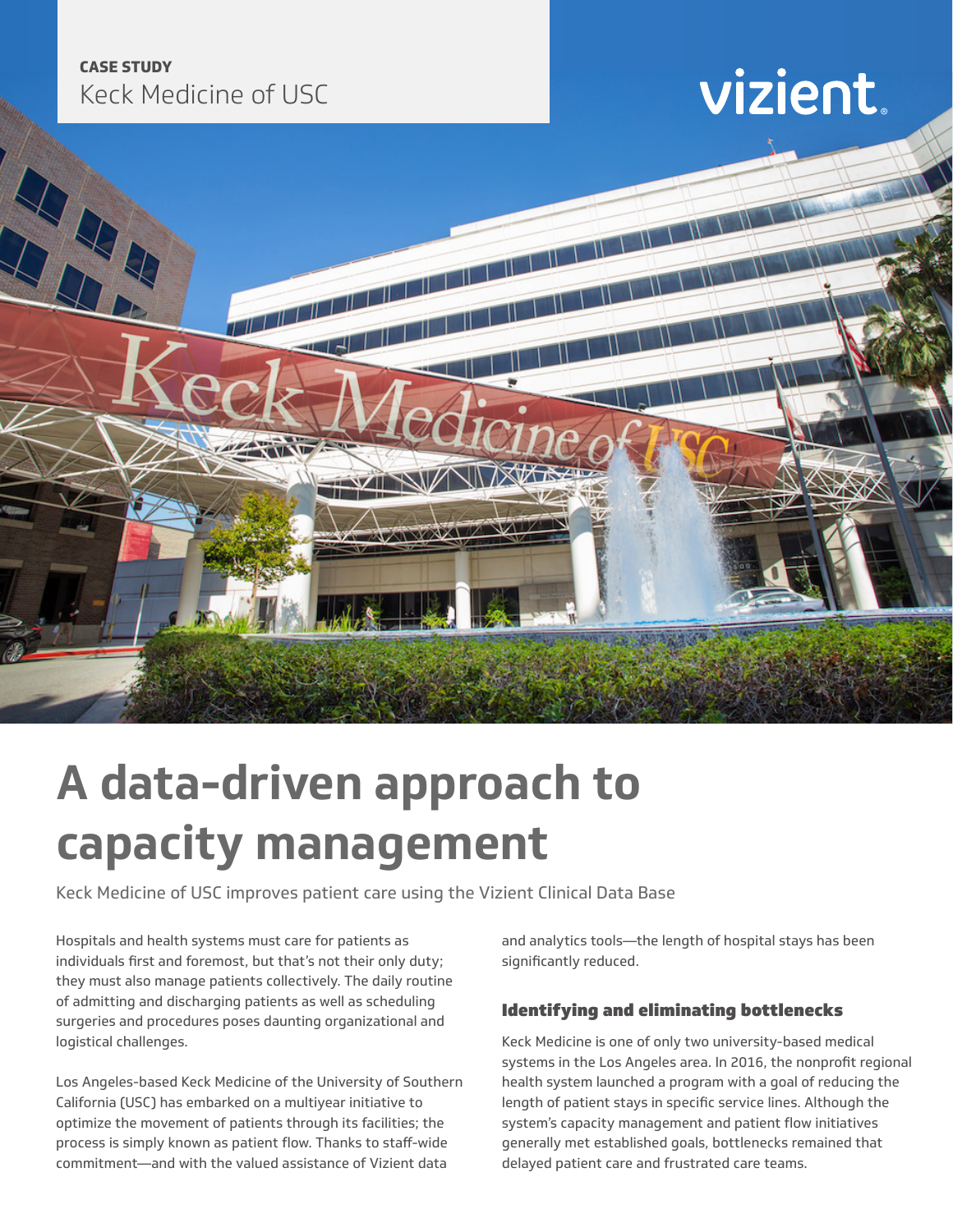**CASE STUDY**
Keck Medicine of USC

vizient

# A data-driven approach to capacity management

Keck Medicine of USC improves patient care using the Vizient Clinical Data Base

Hospitals and health systems must care for patients as individuals first and foremost, but that's not their only duty; they must also manage patients collectively. The daily routine of admitting and discharging patients as well as scheduling surgeries and procedures poses daunting organizational and logistical challenges.

Los Angeles-based Keck Medicine of the University of Southern California (USC) has embarked on a multiyear initiative to optimize the movement of patients through its facilities; the process is simply known as patient flow. Thanks to staff-wide commitment—and with the valued assistance of Vizient data and analytics tools—the length of hospital stays has been significantly reduced.

## Identifying and eliminating bottlenecks

Keck Medicine is one of only two university-based medical systems in the Los Angeles area. In 2016, the nonprofit regional health system launched a program with a goal of reducing the length of patient stays in specific service lines. Although the system's capacity management and patient flow initiatives generally met established goals, bottlenecks remained that delayed patient care and frustrated care teams.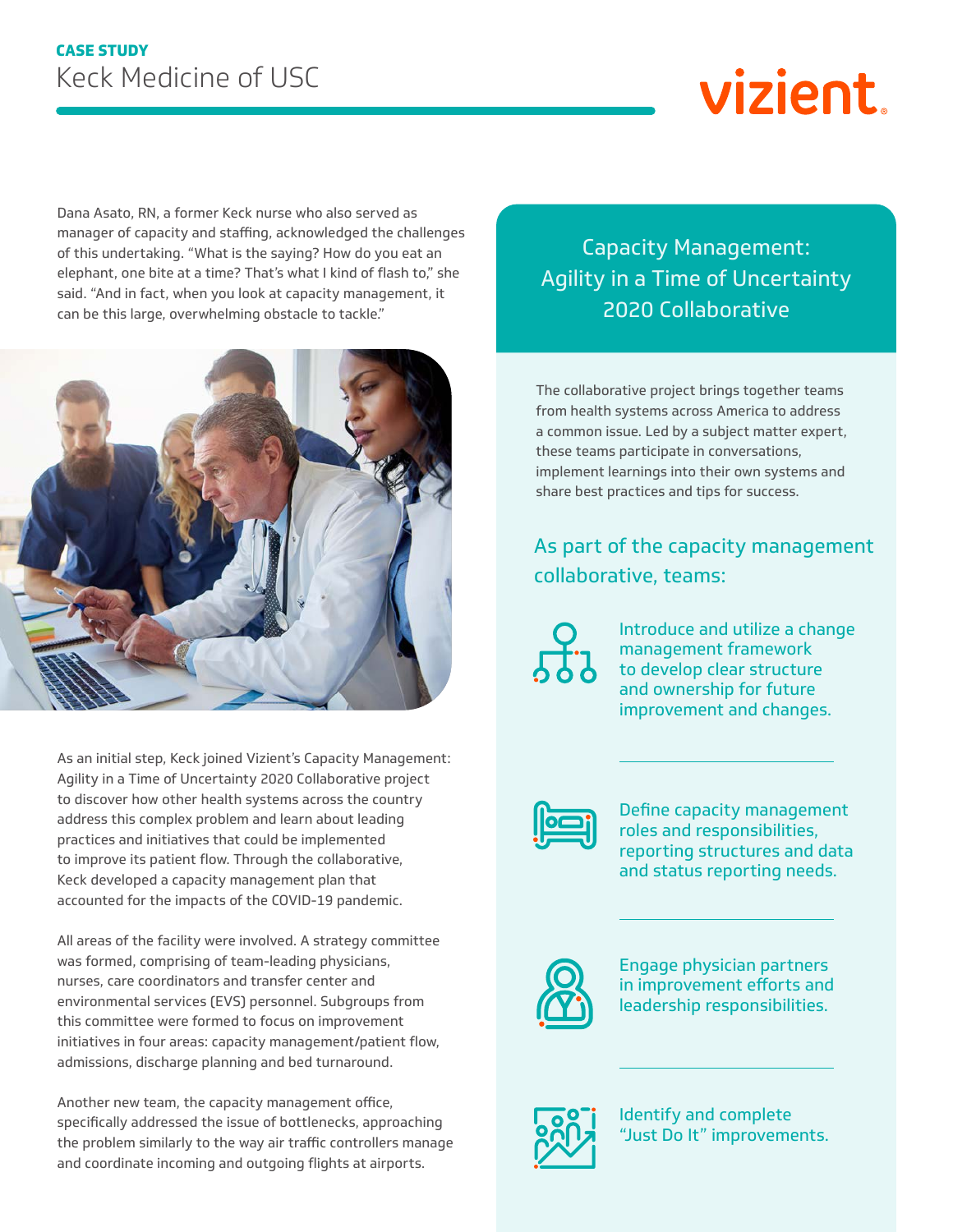**CASE STUDY**
Keck Medicine of USC

Dana Asato, RN, a former Keck nurse who also served as manager of capacity and staffing, acknowledged the challenges of this undertaking. "What is the saying? How do you eat an elephant, one bite at a time? That's what I kind of flash to," she said. "And in fact, when you look at capacity management, it can be this large, overwhelming obstacle to tackle."

As an initial step, Keck joined Vizient's Capacity Management: Agility in a Time of Uncertainty 2020 Collaborative project to discover how other health systems across the country address this complex problem and learn about leading practices and initiatives that could be implemented to improve its patient flow. Through the collaborative, Keck developed a capacity management plan that accounted for the impacts of the COVID-19 pandemic.

All areas of the facility were involved. A strategy committee was formed, comprising of team-leading physicians, nurses, care coordinators and transfer center and environmental services (EVS) personnel. Subgroups from this committee were formed to focus on improvement initiatives in four areas: capacity management/patient flow, admissions, discharge planning and bed turnaround.

Another new team, the capacity management office, specifically addressed the issue of bottlenecks, approaching the problem similarly to the way air traffic controllers manage and coordinate incoming and outgoing flights at airports.

## Capacity Management: Agility in a Time of Uncertainty 2020 Collaborative

The collaborative project brings together teams from health systems across America to address a common issue. Led by a subject matter expert, these teams participate in conversations, implement learnings into their own systems and share best practices and tips for success.

### As part of the capacity management collaborative, teams:

- Introduce and utilize a change management framework to develop clear structure and ownership for future improvement and changes.
- Define capacity management roles and responsibilities, reporting structures and data and status reporting needs.
- Engage physician partners in improvement efforts and leadership responsibilities.
- Identify and complete "Just Do It" improvements.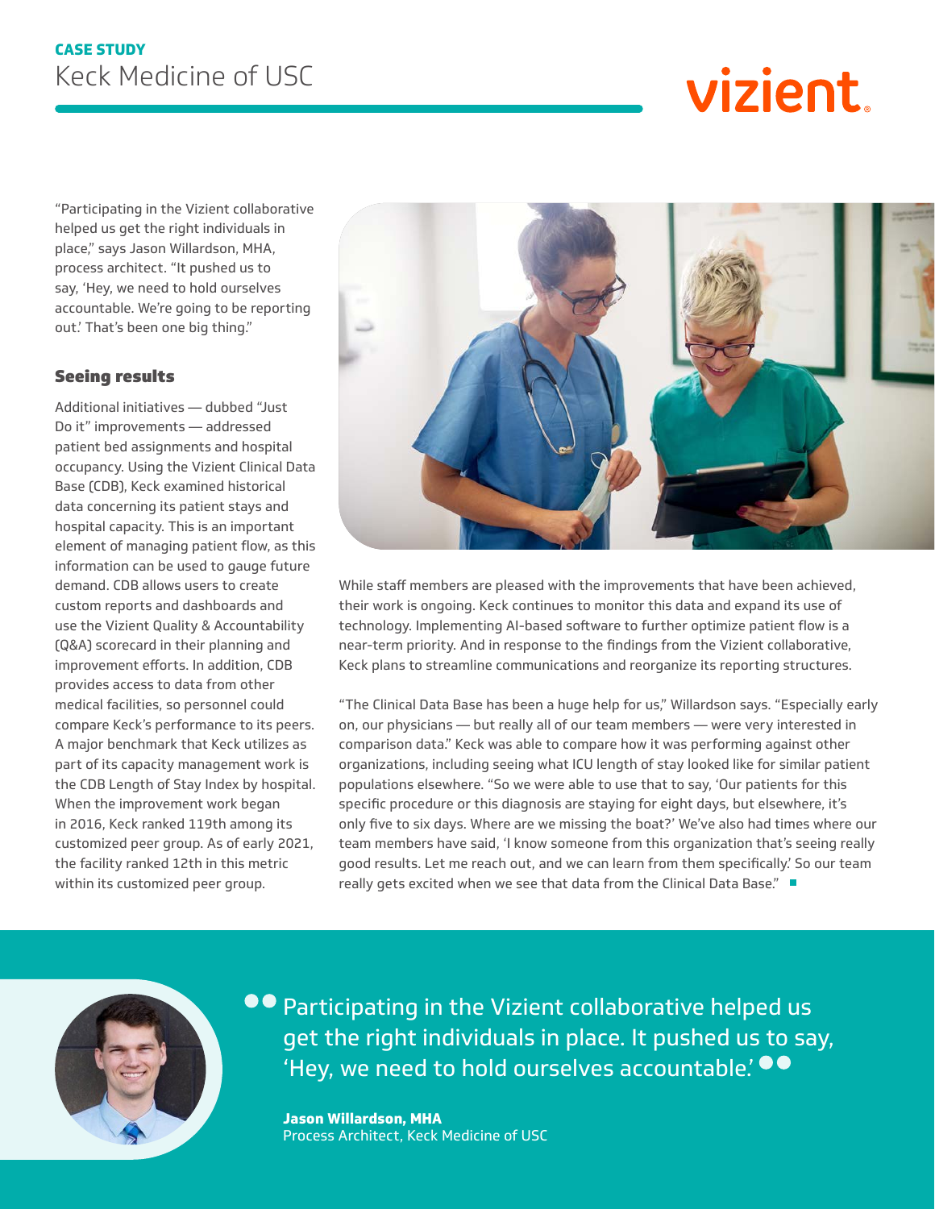"Participating in the Vizient collaborative helped us get the right individuals in place," says Jason Willardson, MHA, process architect. "It pushed us to say, 'Hey, we need to hold ourselves accountable. We're going to be reporting out.' That's been one big thing."

## Seeing results

Additional initiatives — dubbed "Just Do it" improvements — addressed patient bed assignments and hospital occupancy. Using the Vizient Clinical Data Base (CDB), Keck examined historical data concerning its patient stays and hospital capacity. This is an important element of managing patient flow, as this information can be used to gauge future demand. CDB allows users to create custom reports and dashboards and use the Vizient Quality & Accountability (Q&A) scorecard in their planning and improvement efforts. In addition, CDB provides access to data from other medical facilities, so personnel could compare Keck's performance to its peers. A major benchmark that Keck utilizes as part of its capacity management work is the CDB Length of Stay Index by hospital. When the improvement work began in 2016, Keck ranked 119th among its customized peer group. As of early 2021, the facility ranked 12th in this metric within its customized peer group.

While staff members are pleased with the improvements that have been achieved, their work is ongoing. Keck continues to monitor this data and expand its use of technology. Implementing AI-based software to further optimize patient flow is a near-term priority. And in response to the findings from the Vizient collaborative, Keck plans to streamline communications and reorganize its reporting structures.

"The Clinical Data Base has been a huge help for us," Willardson says. "Especially early on, our physicians — but really all of our team members — were very interested in comparison data." Keck was able to compare how it was performing against other organizations, including seeing what ICU length of stay looked like for similar patient populations elsewhere. "So we were able to use that to say, 'Our patients for this specific procedure or this diagnosis are staying for eight days, but elsewhere, it's only five to six days. Where are we missing the boat?' We've also had times where our team members have said, 'I know someone from this organization that's seeing really good results. Let me reach out, and we can learn from them specifically.' So our team really gets excited when we see that data from the Clinical Data Base."

> Participating in the Vizient collaborative helped us get the right individuals in place. It pushed us to say, 'Hey, we need to hold ourselves accountable.'
>
> **Jason Willardson, MHA**
> Process Architect, Keck Medicine of USC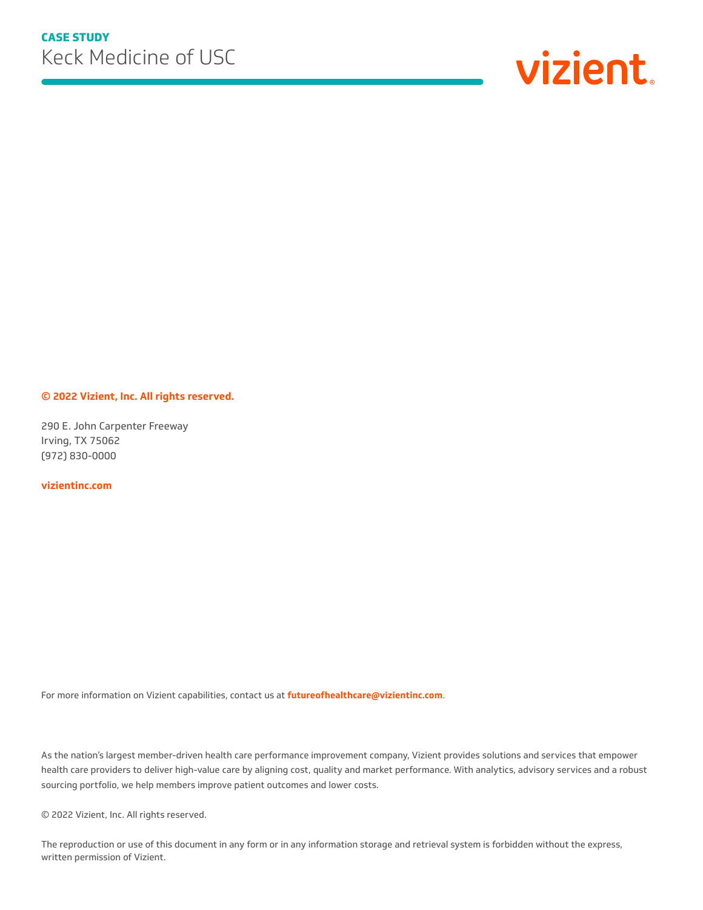**CASE STUDY**

Keck Medicine of USC

vizient

**© 2022 Vizient, Inc. All rights reserved.**

290 E. John Carpenter Freeway
Irving, TX 75062
(972) 830-0000

**vizientinc.com**

For more information on Vizient capabilities, contact us at **futureofhealthcare@vizientinc.com**.

As the nation's largest member-driven health care performance improvement company, Vizient provides solutions and services that empower health care providers to deliver high-value care by aligning cost, quality and market performance. With analytics, advisory services and a robust sourcing portfolio, we help members improve patient outcomes and lower costs.

© 2022 Vizient, Inc. All rights reserved.

The reproduction or use of this document in any form or in any information storage and retrieval system is forbidden without the express, written permission of Vizient.